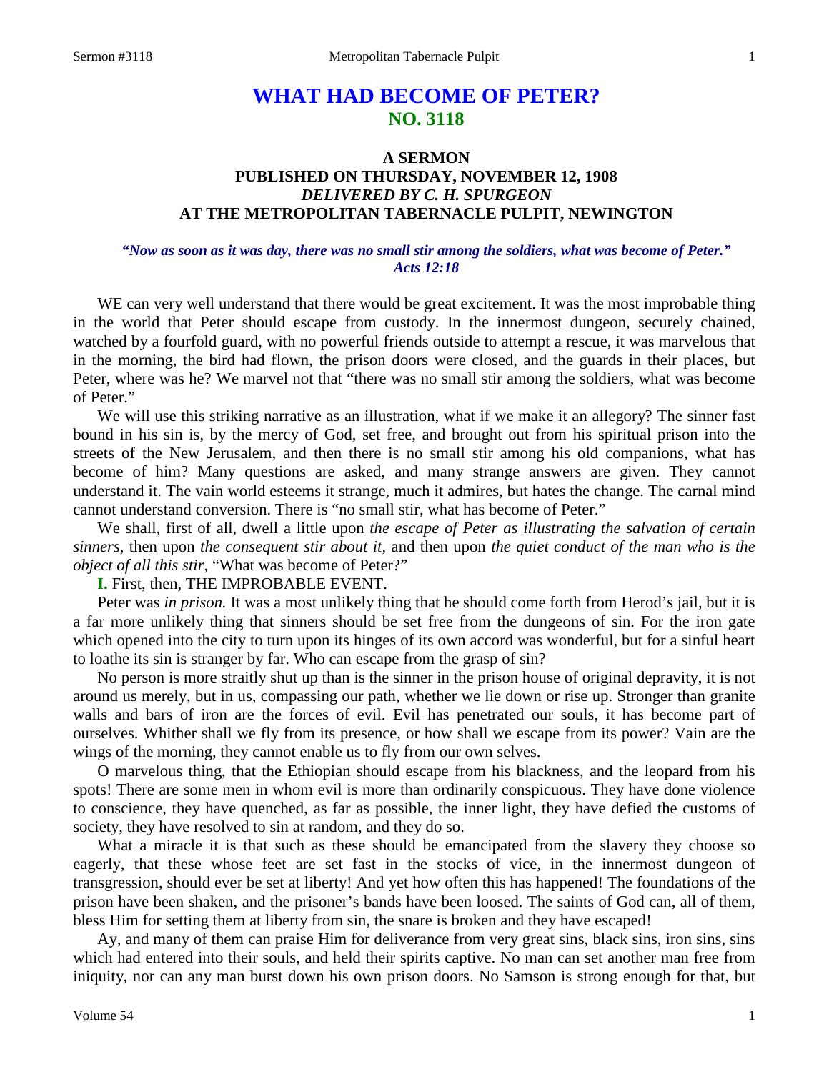# WHAT HAD BECOME OF PETER?
## NO. 3118

### A SERMON
### PUBLISHED ON THURSDAY, NOVEMBER 12, 1908
### *DELIVERED BY C. H. SPURGEON*
### AT THE METROPOLITAN TABERNACLE PULPIT, NEWINGTON

***"Now as soon as it was day, there was no small stir among the soldiers, what was become of Peter." Acts 12:18***

WE can very well understand that there would be great excitement. It was the most improbable thing in the world that Peter should escape from custody. In the innermost dungeon, securely chained, watched by a fourfold guard, with no powerful friends outside to attempt a rescue, it was marvelous that in the morning, the bird had flown, the prison doors were closed, and the guards in their places, but Peter, where was he? We marvel not that "there was no small stir among the soldiers, what was become of Peter."

We will use this striking narrative as an illustration, what if we make it an allegory? The sinner fast bound in his sin is, by the mercy of God, set free, and brought out from his spiritual prison into the streets of the New Jerusalem, and then there is no small stir among his old companions, what has become of him? Many questions are asked, and many strange answers are given. They cannot understand it. The vain world esteems it strange, much it admires, but hates the change. The carnal mind cannot understand conversion. There is "no small stir, what has become of Peter."

We shall, first of all, dwell a little upon *the escape of Peter as illustrating the salvation of certain sinners,* then upon *the consequent stir about it,* and then upon *the quiet conduct of the man who is the object of all this stir,* "What was become of Peter?"

**I.** First, then, THE IMPROBABLE EVENT.

Peter was *in prison.* It was a most unlikely thing that he should come forth from Herod's jail, but it is a far more unlikely thing that sinners should be set free from the dungeons of sin. For the iron gate which opened into the city to turn upon its hinges of its own accord was wonderful, but for a sinful heart to loathe its sin is stranger by far. Who can escape from the grasp of sin?

No person is more straitly shut up than is the sinner in the prison house of original depravity, it is not around us merely, but in us, compassing our path, whether we lie down or rise up. Stronger than granite walls and bars of iron are the forces of evil. Evil has penetrated our souls, it has become part of ourselves. Whither shall we fly from its presence, or how shall we escape from its power? Vain are the wings of the morning, they cannot enable us to fly from our own selves.

O marvelous thing, that the Ethiopian should escape from his blackness, and the leopard from his spots! There are some men in whom evil is more than ordinarily conspicuous. They have done violence to conscience, they have quenched, as far as possible, the inner light, they have defied the customs of society, they have resolved to sin at random, and they do so.

What a miracle it is that such as these should be emancipated from the slavery they choose so eagerly, that these whose feet are set fast in the stocks of vice, in the innermost dungeon of transgression, should ever be set at liberty! And yet how often this has happened! The foundations of the prison have been shaken, and the prisoner's bands have been loosed. The saints of God can, all of them, bless Him for setting them at liberty from sin, the snare is broken and they have escaped!

Ay, and many of them can praise Him for deliverance from very great sins, black sins, iron sins, sins which had entered into their souls, and held their spirits captive. No man can set another man free from iniquity, nor can any man burst down his own prison doors. No Samson is strong enough for that, but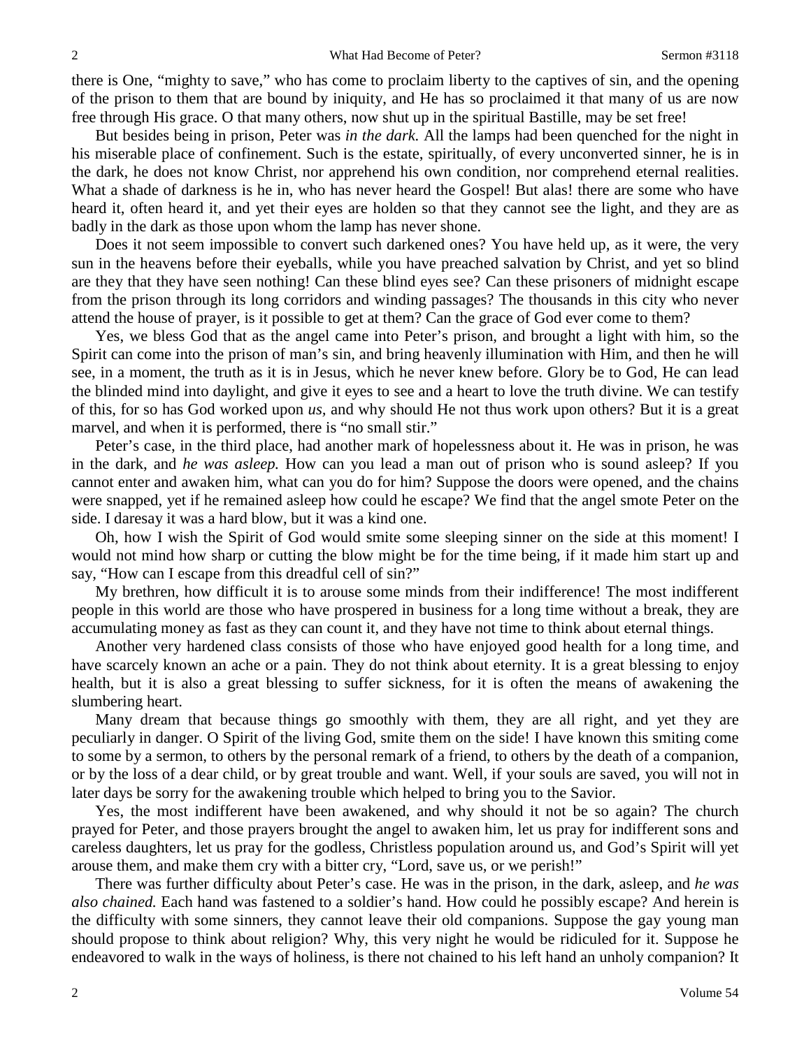there is One, "mighty to save," who has come to proclaim liberty to the captives of sin, and the opening of the prison to them that are bound by iniquity, and He has so proclaimed it that many of us are now free through His grace. O that many others, now shut up in the spiritual Bastille, may be set free!

But besides being in prison, Peter was *in the dark.* All the lamps had been quenched for the night in his miserable place of confinement. Such is the estate, spiritually, of every unconverted sinner, he is in the dark, he does not know Christ, nor apprehend his own condition, nor comprehend eternal realities. What a shade of darkness is he in, who has never heard the Gospel! But alas! there are some who have heard it, often heard it, and yet their eyes are holden so that they cannot see the light, and they are as badly in the dark as those upon whom the lamp has never shone.

Does it not seem impossible to convert such darkened ones? You have held up, as it were, the very sun in the heavens before their eyeballs, while you have preached salvation by Christ, and yet so blind are they that they have seen nothing! Can these blind eyes see? Can these prisoners of midnight escape from the prison through its long corridors and winding passages? The thousands in this city who never attend the house of prayer, is it possible to get at them? Can the grace of God ever come to them?

Yes, we bless God that as the angel came into Peter's prison, and brought a light with him, so the Spirit can come into the prison of man's sin, and bring heavenly illumination with Him, and then he will see, in a moment, the truth as it is in Jesus, which he never knew before. Glory be to God, He can lead the blinded mind into daylight, and give it eyes to see and a heart to love the truth divine. We can testify of this, for so has God worked upon *us,* and why should He not thus work upon others? But it is a great marvel, and when it is performed, there is "no small stir."

Peter's case, in the third place, had another mark of hopelessness about it. He was in prison, he was in the dark, and *he was asleep.* How can you lead a man out of prison who is sound asleep? If you cannot enter and awaken him, what can you do for him? Suppose the doors were opened, and the chains were snapped, yet if he remained asleep how could he escape? We find that the angel smote Peter on the side. I daresay it was a hard blow, but it was a kind one.

Oh, how I wish the Spirit of God would smite some sleeping sinner on the side at this moment! I would not mind how sharp or cutting the blow might be for the time being, if it made him start up and say, "How can I escape from this dreadful cell of sin?"

My brethren, how difficult it is to arouse some minds from their indifference! The most indifferent people in this world are those who have prospered in business for a long time without a break, they are accumulating money as fast as they can count it, and they have not time to think about eternal things.

Another very hardened class consists of those who have enjoyed good health for a long time, and have scarcely known an ache or a pain. They do not think about eternity. It is a great blessing to enjoy health, but it is also a great blessing to suffer sickness, for it is often the means of awakening the slumbering heart.

Many dream that because things go smoothly with them, they are all right, and yet they are peculiarly in danger. O Spirit of the living God, smite them on the side! I have known this smiting come to some by a sermon, to others by the personal remark of a friend, to others by the death of a companion, or by the loss of a dear child, or by great trouble and want. Well, if your souls are saved, you will not in later days be sorry for the awakening trouble which helped to bring you to the Savior.

Yes, the most indifferent have been awakened, and why should it not be so again? The church prayed for Peter, and those prayers brought the angel to awaken him, let us pray for indifferent sons and careless daughters, let us pray for the godless, Christless population around us, and God's Spirit will yet arouse them, and make them cry with a bitter cry, "Lord, save us, or we perish!"

There was further difficulty about Peter's case. He was in the prison, in the dark, asleep, and *he was also chained.* Each hand was fastened to a soldier's hand. How could he possibly escape? And herein is the difficulty with some sinners, they cannot leave their old companions. Suppose the gay young man should propose to think about religion? Why, this very night he would be ridiculed for it. Suppose he endeavored to walk in the ways of holiness, is there not chained to his left hand an unholy companion? It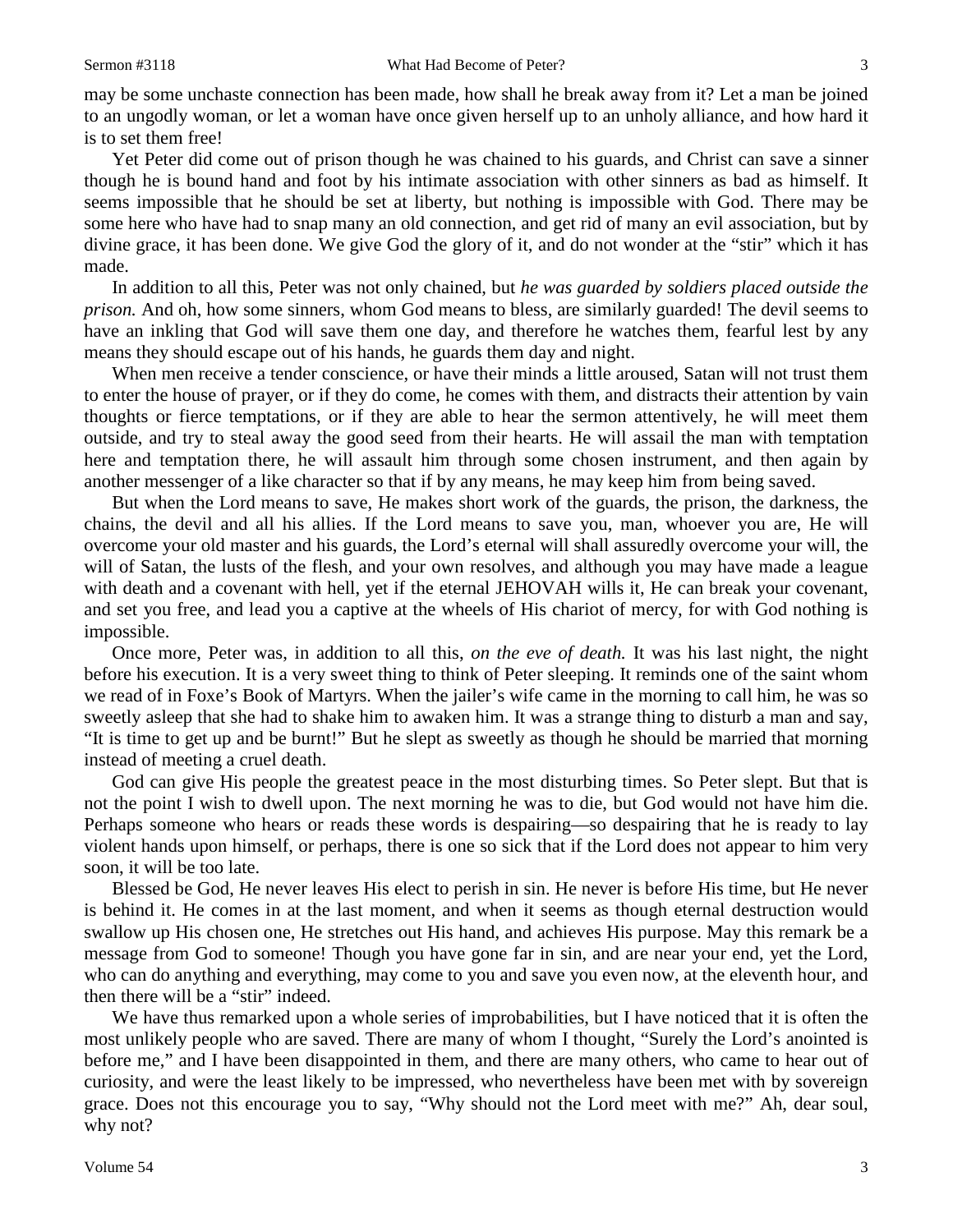may be some unchaste connection has been made, how shall he break away from it? Let a man be joined to an ungodly woman, or let a woman have once given herself up to an unholy alliance, and how hard it is to set them free!

Yet Peter did come out of prison though he was chained to his guards, and Christ can save a sinner though he is bound hand and foot by his intimate association with other sinners as bad as himself. It seems impossible that he should be set at liberty, but nothing is impossible with God. There may be some here who have had to snap many an old connection, and get rid of many an evil association, but by divine grace, it has been done. We give God the glory of it, and do not wonder at the "stir" which it has made.

In addition to all this, Peter was not only chained, but *he was guarded by soldiers placed outside the prison.* And oh, how some sinners, whom God means to bless, are similarly guarded! The devil seems to have an inkling that God will save them one day, and therefore he watches them, fearful lest by any means they should escape out of his hands, he guards them day and night.

When men receive a tender conscience, or have their minds a little aroused, Satan will not trust them to enter the house of prayer, or if they do come, he comes with them, and distracts their attention by vain thoughts or fierce temptations, or if they are able to hear the sermon attentively, he will meet them outside, and try to steal away the good seed from their hearts. He will assail the man with temptation here and temptation there, he will assault him through some chosen instrument, and then again by another messenger of a like character so that if by any means, he may keep him from being saved.

But when the Lord means to save, He makes short work of the guards, the prison, the darkness, the chains, the devil and all his allies. If the Lord means to save you, man, whoever you are, He will overcome your old master and his guards, the Lord's eternal will shall assuredly overcome your will, the will of Satan, the lusts of the flesh, and your own resolves, and although you may have made a league with death and a covenant with hell, yet if the eternal JEHOVAH wills it, He can break your covenant, and set you free, and lead you a captive at the wheels of His chariot of mercy, for with God nothing is impossible.

Once more, Peter was, in addition to all this, *on the eve of death.* It was his last night, the night before his execution. It is a very sweet thing to think of Peter sleeping. It reminds one of the saint whom we read of in Foxe's Book of Martyrs. When the jailer's wife came in the morning to call him, he was so sweetly asleep that she had to shake him to awaken him. It was a strange thing to disturb a man and say, "It is time to get up and be burnt!" But he slept as sweetly as though he should be married that morning instead of meeting a cruel death.

God can give His people the greatest peace in the most disturbing times. So Peter slept. But that is not the point I wish to dwell upon. The next morning he was to die, but God would not have him die. Perhaps someone who hears or reads these words is despairing—so despairing that he is ready to lay violent hands upon himself, or perhaps, there is one so sick that if the Lord does not appear to him very soon, it will be too late.

Blessed be God, He never leaves His elect to perish in sin. He never is before His time, but He never is behind it. He comes in at the last moment, and when it seems as though eternal destruction would swallow up His chosen one, He stretches out His hand, and achieves His purpose. May this remark be a message from God to someone! Though you have gone far in sin, and are near your end, yet the Lord, who can do anything and everything, may come to you and save you even now, at the eleventh hour, and then there will be a "stir" indeed.

We have thus remarked upon a whole series of improbabilities, but I have noticed that it is often the most unlikely people who are saved. There are many of whom I thought, "Surely the Lord's anointed is before me," and I have been disappointed in them, and there are many others, who came to hear out of curiosity, and were the least likely to be impressed, who nevertheless have been met with by sovereign grace. Does not this encourage you to say, "Why should not the Lord meet with me?" Ah, dear soul, why not?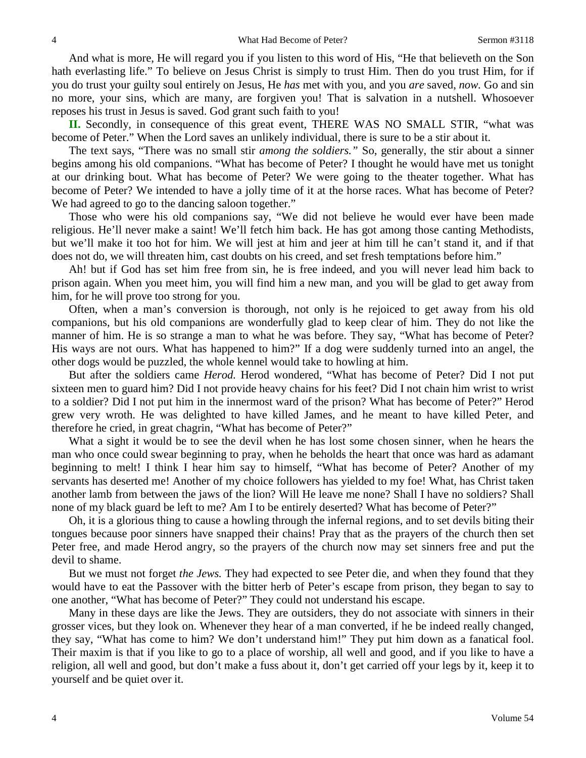And what is more, He will regard you if you listen to this word of His, "He that believeth on the Son hath everlasting life." To believe on Jesus Christ is simply to trust Him. Then do you trust Him, for if you do trust your guilty soul entirely on Jesus, He *has* met with you, and you *are* saved, *now*. Go and sin no more, your sins, which are many, are forgiven you! That is salvation in a nutshell. Whosoever reposes his trust in Jesus is saved. God grant such faith to you!

**II.** Secondly, in consequence of this great event, THERE WAS NO SMALL STIR, "what was become of Peter." When the Lord saves an unlikely individual, there is sure to be a stir about it.

The text says, "There was no small stir *among the soldiers."* So, generally, the stir about a sinner begins among his old companions. "What has become of Peter? I thought he would have met us tonight at our drinking bout. What has become of Peter? We were going to the theater together. What has become of Peter? We intended to have a jolly time of it at the horse races. What has become of Peter? We had agreed to go to the dancing saloon together."

Those who were his old companions say, "We did not believe he would ever have been made religious. He'll never make a saint! We'll fetch him back. He has got among those canting Methodists, but we'll make it too hot for him. We will jest at him and jeer at him till he can't stand it, and if that does not do, we will threaten him, cast doubts on his creed, and set fresh temptations before him."

Ah! but if God has set him free from sin, he is free indeed, and you will never lead him back to prison again. When you meet him, you will find him a new man, and you will be glad to get away from him, for he will prove too strong for you.

Often, when a man's conversion is thorough, not only is he rejoiced to get away from his old companions, but his old companions are wonderfully glad to keep clear of him. They do not like the manner of him. He is so strange a man to what he was before. They say, "What has become of Peter? His ways are not ours. What has happened to him?" If a dog were suddenly turned into an angel, the other dogs would be puzzled, the whole kennel would take to howling at him.

But after the soldiers came *Herod.* Herod wondered, "What has become of Peter? Did I not put sixteen men to guard him? Did I not provide heavy chains for his feet? Did I not chain him wrist to wrist to a soldier? Did I not put him in the innermost ward of the prison? What has become of Peter?" Herod grew very wroth. He was delighted to have killed James, and he meant to have killed Peter, and therefore he cried, in great chagrin, "What has become of Peter?"

What a sight it would be to see the devil when he has lost some chosen sinner, when he hears the man who once could swear beginning to pray, when he beholds the heart that once was hard as adamant beginning to melt! I think I hear him say to himself, "What has become of Peter? Another of my servants has deserted me! Another of my choice followers has yielded to my foe! What, has Christ taken another lamb from between the jaws of the lion? Will He leave me none? Shall I have no soldiers? Shall none of my black guard be left to me? Am I to be entirely deserted? What has become of Peter?"

Oh, it is a glorious thing to cause a howling through the infernal regions, and to set devils biting their tongues because poor sinners have snapped their chains! Pray that as the prayers of the church then set Peter free, and made Herod angry, so the prayers of the church now may set sinners free and put the devil to shame.

But we must not forget *the Jews.* They had expected to see Peter die, and when they found that they would have to eat the Passover with the bitter herb of Peter's escape from prison, they began to say to one another, "What has become of Peter?" They could not understand his escape.

Many in these days are like the Jews. They are outsiders, they do not associate with sinners in their grosser vices, but they look on. Whenever they hear of a man converted, if he be indeed really changed, they say, "What has come to him? We don't understand him!" They put him down as a fanatical fool. Their maxim is that if you like to go to a place of worship, all well and good, and if you like to have a religion, all well and good, but don't make a fuss about it, don't get carried off your legs by it, keep it to yourself and be quiet over it.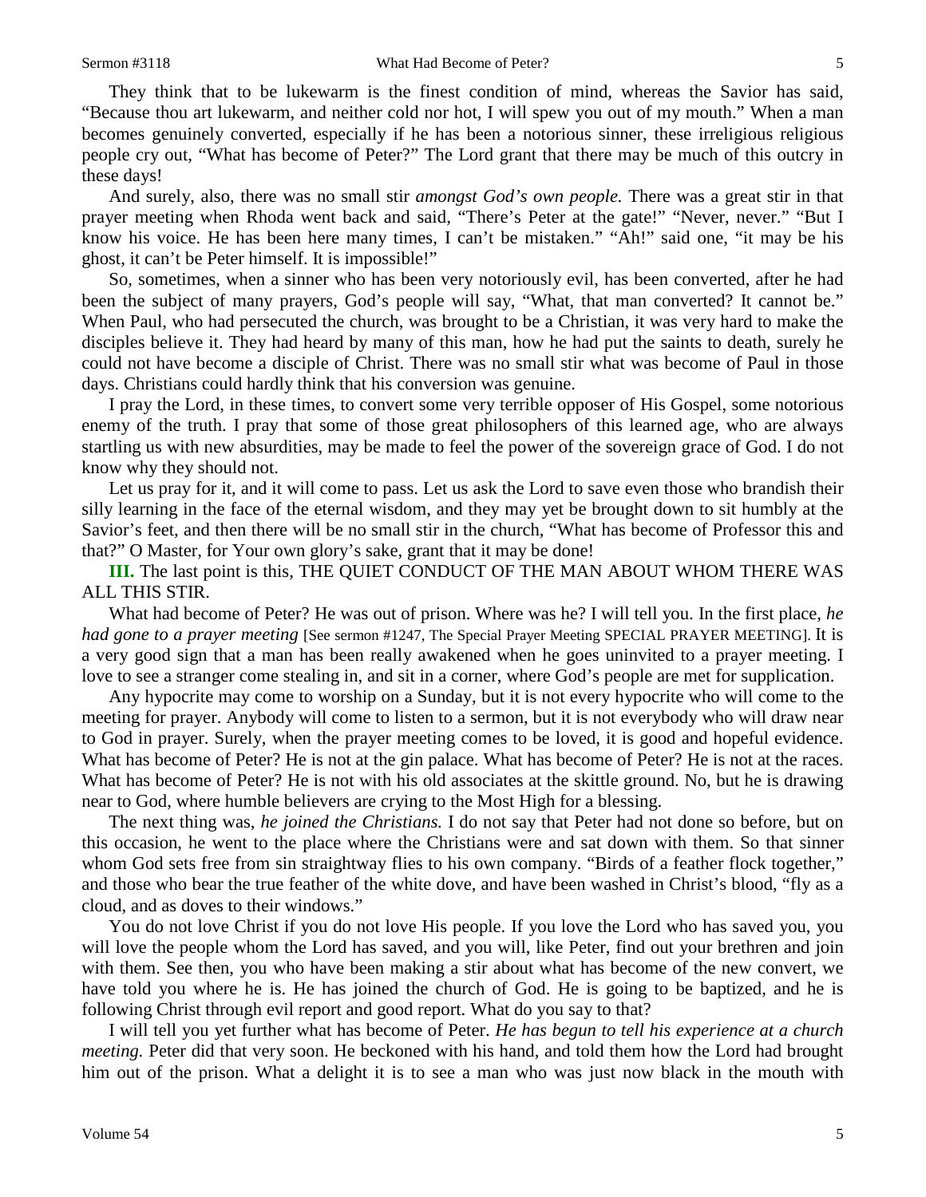They think that to be lukewarm is the finest condition of mind, whereas the Savior has said, "Because thou art lukewarm, and neither cold nor hot, I will spew you out of my mouth." When a man becomes genuinely converted, especially if he has been a notorious sinner, these irreligious religious people cry out, "What has become of Peter?" The Lord grant that there may be much of this outcry in these days!

And surely, also, there was no small stir *amongst God's own people.* There was a great stir in that prayer meeting when Rhoda went back and said, "There's Peter at the gate!" "Never, never." "But I know his voice. He has been here many times, I can't be mistaken." "Ah!" said one, "it may be his ghost, it can't be Peter himself. It is impossible!"

So, sometimes, when a sinner who has been very notoriously evil, has been converted, after he had been the subject of many prayers, God's people will say, "What, that man converted? It cannot be." When Paul, who had persecuted the church, was brought to be a Christian, it was very hard to make the disciples believe it. They had heard by many of this man, how he had put the saints to death, surely he could not have become a disciple of Christ. There was no small stir what was become of Paul in those days. Christians could hardly think that his conversion was genuine.

I pray the Lord, in these times, to convert some very terrible opposer of His Gospel, some notorious enemy of the truth. I pray that some of those great philosophers of this learned age, who are always startling us with new absurdities, may be made to feel the power of the sovereign grace of God. I do not know why they should not.

Let us pray for it, and it will come to pass. Let us ask the Lord to save even those who brandish their silly learning in the face of the eternal wisdom, and they may yet be brought down to sit humbly at the Savior's feet, and then there will be no small stir in the church, "What has become of Professor this and that?" O Master, for Your own glory's sake, grant that it may be done!

**III.** The last point is this, THE QUIET CONDUCT OF THE MAN ABOUT WHOM THERE WAS ALL THIS STIR.

What had become of Peter? He was out of prison. Where was he? I will tell you. In the first place, *he had gone to a prayer meeting* [See sermon #1247, The Special Prayer Meeting SPECIAL PRAYER MEETING]. It is a very good sign that a man has been really awakened when he goes uninvited to a prayer meeting. I love to see a stranger come stealing in, and sit in a corner, where God's people are met for supplication.

Any hypocrite may come to worship on a Sunday, but it is not every hypocrite who will come to the meeting for prayer. Anybody will come to listen to a sermon, but it is not everybody who will draw near to God in prayer. Surely, when the prayer meeting comes to be loved, it is good and hopeful evidence. What has become of Peter? He is not at the gin palace. What has become of Peter? He is not at the races. What has become of Peter? He is not with his old associates at the skittle ground. No, but he is drawing near to God, where humble believers are crying to the Most High for a blessing.

The next thing was, *he joined the Christians.* I do not say that Peter had not done so before, but on this occasion, he went to the place where the Christians were and sat down with them. So that sinner whom God sets free from sin straightway flies to his own company. "Birds of a feather flock together," and those who bear the true feather of the white dove, and have been washed in Christ's blood, "fly as a cloud, and as doves to their windows."

You do not love Christ if you do not love His people. If you love the Lord who has saved you, you will love the people whom the Lord has saved, and you will, like Peter, find out your brethren and join with them. See then, you who have been making a stir about what has become of the new convert, we have told you where he is. He has joined the church of God. He is going to be baptized, and he is following Christ through evil report and good report. What do you say to that?

I will tell you yet further what has become of Peter. *He has begun to tell his experience at a church meeting.* Peter did that very soon. He beckoned with his hand, and told them how the Lord had brought him out of the prison. What a delight it is to see a man who was just now black in the mouth with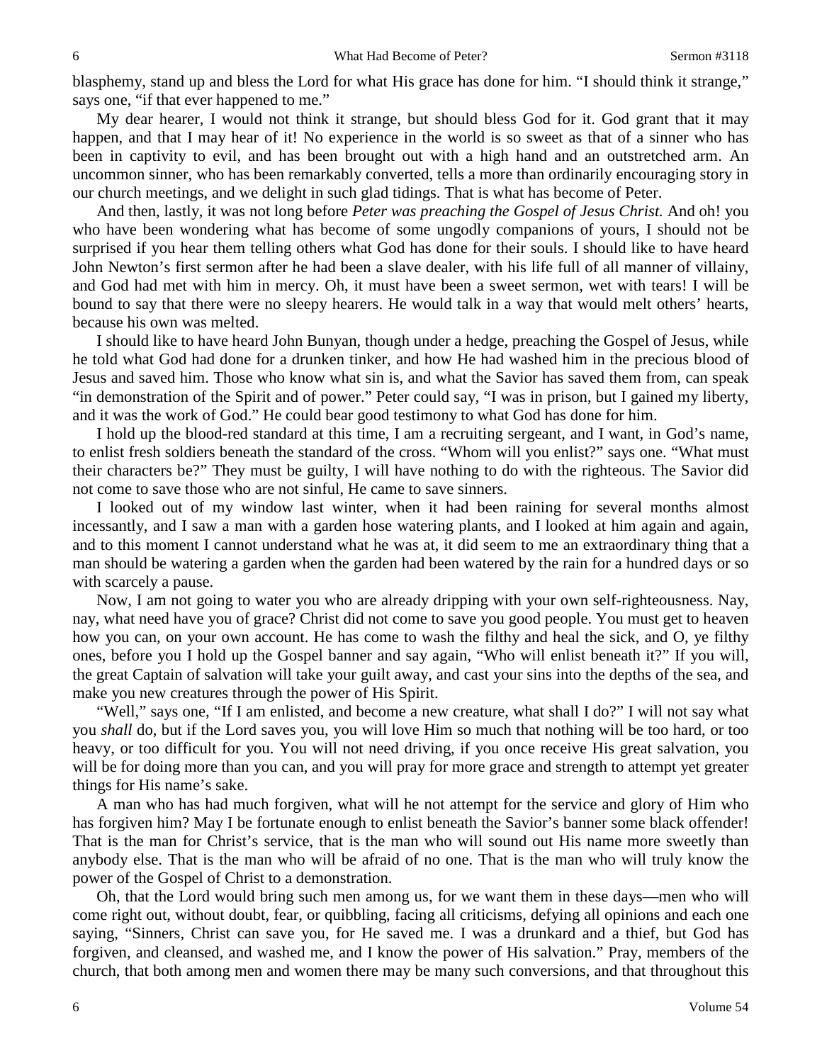blasphemy, stand up and bless the Lord for what His grace has done for him. "I should think it strange," says one, "if that ever happened to me."

My dear hearer, I would not think it strange, but should bless God for it. God grant that it may happen, and that I may hear of it! No experience in the world is so sweet as that of a sinner who has been in captivity to evil, and has been brought out with a high hand and an outstretched arm. An uncommon sinner, who has been remarkably converted, tells a more than ordinarily encouraging story in our church meetings, and we delight in such glad tidings. That is what has become of Peter.

And then, lastly, it was not long before *Peter was preaching the Gospel of Jesus Christ.* And oh! you who have been wondering what has become of some ungodly companions of yours, I should not be surprised if you hear them telling others what God has done for their souls. I should like to have heard John Newton's first sermon after he had been a slave dealer, with his life full of all manner of villainy, and God had met with him in mercy. Oh, it must have been a sweet sermon, wet with tears! I will be bound to say that there were no sleepy hearers. He would talk in a way that would melt others' hearts, because his own was melted.

I should like to have heard John Bunyan, though under a hedge, preaching the Gospel of Jesus, while he told what God had done for a drunken tinker, and how He had washed him in the precious blood of Jesus and saved him. Those who know what sin is, and what the Savior has saved them from, can speak "in demonstration of the Spirit and of power." Peter could say, "I was in prison, but I gained my liberty, and it was the work of God." He could bear good testimony to what God has done for him.

I hold up the blood-red standard at this time, I am a recruiting sergeant, and I want, in God's name, to enlist fresh soldiers beneath the standard of the cross. "Whom will you enlist?" says one. "What must their characters be?" They must be guilty, I will have nothing to do with the righteous. The Savior did not come to save those who are not sinful, He came to save sinners.

I looked out of my window last winter, when it had been raining for several months almost incessantly, and I saw a man with a garden hose watering plants, and I looked at him again and again, and to this moment I cannot understand what he was at, it did seem to me an extraordinary thing that a man should be watering a garden when the garden had been watered by the rain for a hundred days or so with scarcely a pause.

Now, I am not going to water you who are already dripping with your own self-righteousness. Nay, nay, what need have you of grace? Christ did not come to save you good people. You must get to heaven how you can, on your own account. He has come to wash the filthy and heal the sick, and O, ye filthy ones, before you I hold up the Gospel banner and say again, "Who will enlist beneath it?" If you will, the great Captain of salvation will take your guilt away, and cast your sins into the depths of the sea, and make you new creatures through the power of His Spirit.

"Well," says one, "If I am enlisted, and become a new creature, what shall I do?" I will not say what you *shall* do, but if the Lord saves you, you will love Him so much that nothing will be too hard, or too heavy, or too difficult for you. You will not need driving, if you once receive His great salvation, you will be for doing more than you can, and you will pray for more grace and strength to attempt yet greater things for His name's sake.

A man who has had much forgiven, what will he not attempt for the service and glory of Him who has forgiven him? May I be fortunate enough to enlist beneath the Savior's banner some black offender! That is the man for Christ's service, that is the man who will sound out His name more sweetly than anybody else. That is the man who will be afraid of no one. That is the man who will truly know the power of the Gospel of Christ to a demonstration.

Oh, that the Lord would bring such men among us, for we want them in these days—men who will come right out, without doubt, fear, or quibbling, facing all criticisms, defying all opinions and each one saying, "Sinners, Christ can save you, for He saved me. I was a drunkard and a thief, but God has forgiven, and cleansed, and washed me, and I know the power of His salvation." Pray, members of the church, that both among men and women there may be many such conversions, and that throughout this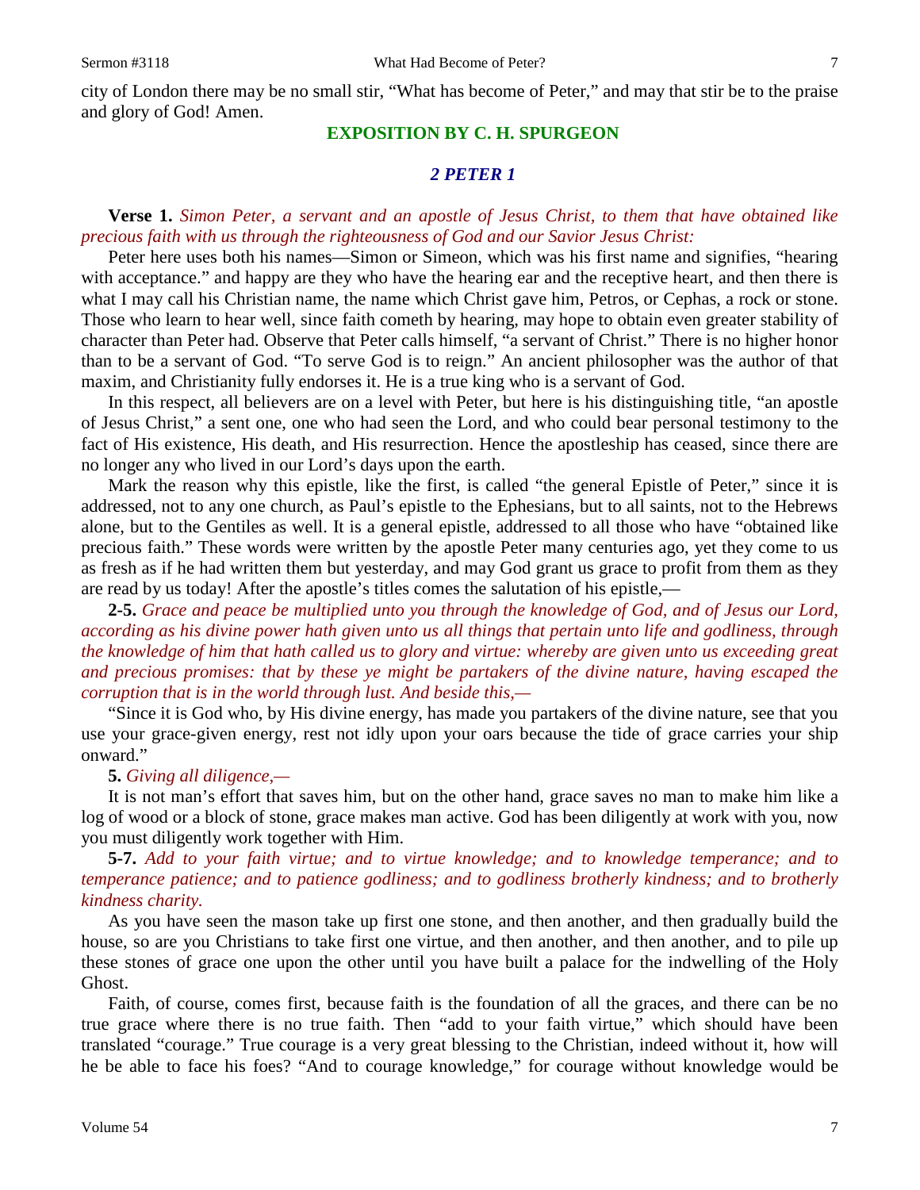city of London there may be no small stir, "What has become of Peter," and may that stir be to the praise and glory of God! Amen.

## EXPOSITION BY C. H. SPURGEON

### *2 PETER 1*

**Verse 1.** *Simon Peter, a servant and an apostle of Jesus Christ, to them that have obtained like precious faith with us through the righteousness of God and our Savior Jesus Christ:*

Peter here uses both his names—Simon or Simeon, which was his first name and signifies, "hearing with acceptance." and happy are they who have the hearing ear and the receptive heart, and then there is what I may call his Christian name, the name which Christ gave him, Petros, or Cephas, a rock or stone. Those who learn to hear well, since faith cometh by hearing, may hope to obtain even greater stability of character than Peter had. Observe that Peter calls himself, "a servant of Christ." There is no higher honor than to be a servant of God. "To serve God is to reign." An ancient philosopher was the author of that maxim, and Christianity fully endorses it. He is a true king who is a servant of God.

In this respect, all believers are on a level with Peter, but here is his distinguishing title, "an apostle of Jesus Christ," a sent one, one who had seen the Lord, and who could bear personal testimony to the fact of His existence, His death, and His resurrection. Hence the apostleship has ceased, since there are no longer any who lived in our Lord's days upon the earth.

Mark the reason why this epistle, like the first, is called "the general Epistle of Peter," since it is addressed, not to any one church, as Paul's epistle to the Ephesians, but to all saints, not to the Hebrews alone, but to the Gentiles as well. It is a general epistle, addressed to all those who have "obtained like precious faith." These words were written by the apostle Peter many centuries ago, yet they come to us as fresh as if he had written them but yesterday, and may God grant us grace to profit from them as they are read by us today! After the apostle's titles comes the salutation of his epistle,—

**2-5.** *Grace and peace be multiplied unto you through the knowledge of God, and of Jesus our Lord, according as his divine power hath given unto us all things that pertain unto life and godliness, through the knowledge of him that hath called us to glory and virtue: whereby are given unto us exceeding great and precious promises: that by these ye might be partakers of the divine nature, having escaped the corruption that is in the world through lust. And beside this,—*

"Since it is God who, by His divine energy, has made you partakers of the divine nature, see that you use your grace-given energy, rest not idly upon your oars because the tide of grace carries your ship onward."

**5.** *Giving all diligence,—*

It is not man's effort that saves him, but on the other hand, grace saves no man to make him like a log of wood or a block of stone, grace makes man active. God has been diligently at work with you, now you must diligently work together with Him.

**5-7.** *Add to your faith virtue; and to virtue knowledge; and to knowledge temperance; and to temperance patience; and to patience godliness; and to godliness brotherly kindness; and to brotherly kindness charity.*

As you have seen the mason take up first one stone, and then another, and then gradually build the house, so are you Christians to take first one virtue, and then another, and then another, and to pile up these stones of grace one upon the other until you have built a palace for the indwelling of the Holy Ghost.

Faith, of course, comes first, because faith is the foundation of all the graces, and there can be no true grace where there is no true faith. Then "add to your faith virtue," which should have been translated "courage." True courage is a very great blessing to the Christian, indeed without it, how will he be able to face his foes? "And to courage knowledge," for courage without knowledge would be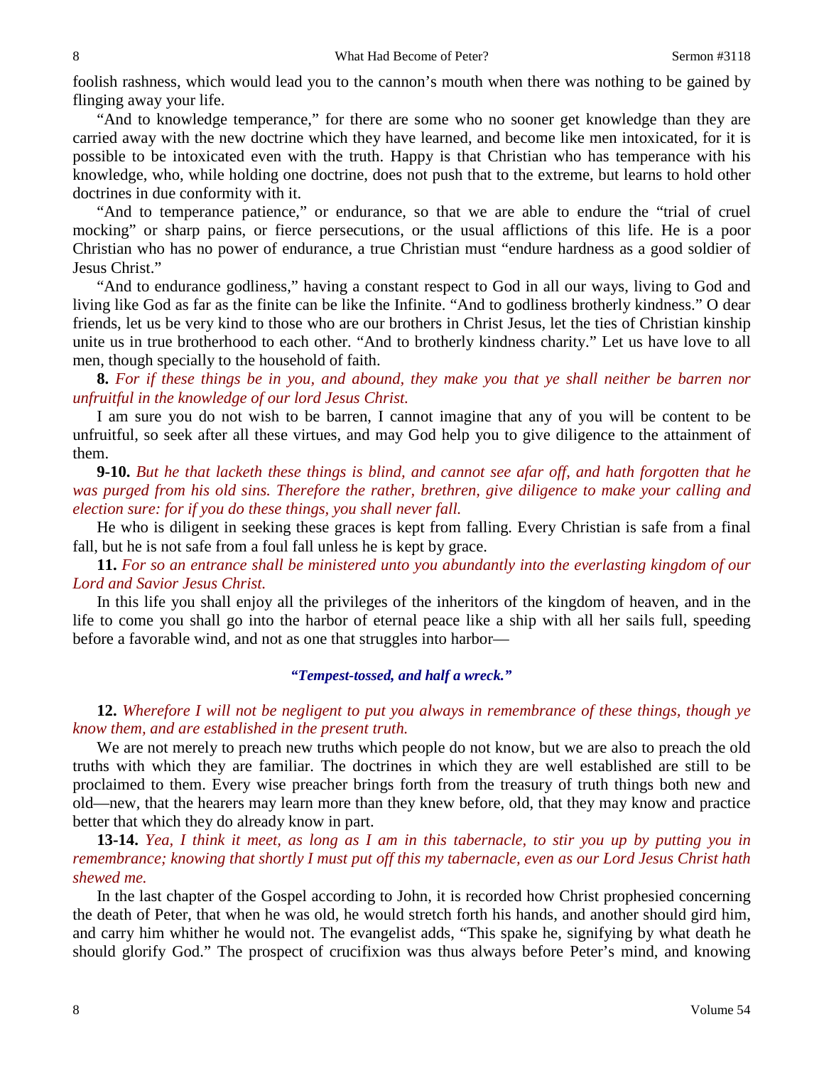foolish rashness, which would lead you to the cannon's mouth when there was nothing to be gained by flinging away your life.

"And to knowledge temperance," for there are some who no sooner get knowledge than they are carried away with the new doctrine which they have learned, and become like men intoxicated, for it is possible to be intoxicated even with the truth. Happy is that Christian who has temperance with his knowledge, who, while holding one doctrine, does not push that to the extreme, but learns to hold other doctrines in due conformity with it.

"And to temperance patience," or endurance, so that we are able to endure the "trial of cruel mocking" or sharp pains, or fierce persecutions, or the usual afflictions of this life. He is a poor Christian who has no power of endurance, a true Christian must "endure hardness as a good soldier of Jesus Christ."

"And to endurance godliness," having a constant respect to God in all our ways, living to God and living like God as far as the finite can be like the Infinite. "And to godliness brotherly kindness." O dear friends, let us be very kind to those who are our brothers in Christ Jesus, let the ties of Christian kinship unite us in true brotherhood to each other. "And to brotherly kindness charity." Let us have love to all men, though specially to the household of faith.

**8.** *For if these things be in you, and abound, they make you that ye shall neither be barren nor unfruitful in the knowledge of our lord Jesus Christ.*

I am sure you do not wish to be barren, I cannot imagine that any of you will be content to be unfruitful, so seek after all these virtues, and may God help you to give diligence to the attainment of them.

**9-10.** *But he that lacketh these things is blind, and cannot see afar off, and hath forgotten that he was purged from his old sins. Therefore the rather, brethren, give diligence to make your calling and election sure: for if you do these things, you shall never fall.*

He who is diligent in seeking these graces is kept from falling. Every Christian is safe from a final fall, but he is not safe from a foul fall unless he is kept by grace.

**11.** *For so an entrance shall be ministered unto you abundantly into the everlasting kingdom of our Lord and Savior Jesus Christ.*

In this life you shall enjoy all the privileges of the inheritors of the kingdom of heaven, and in the life to come you shall go into the harbor of eternal peace like a ship with all her sails full, speeding before a favorable wind, and not as one that struggles into harbor—

***"Tempest-tossed, and half a wreck."***

**12.** *Wherefore I will not be negligent to put you always in remembrance of these things, though ye know them, and are established in the present truth.*

We are not merely to preach new truths which people do not know, but we are also to preach the old truths with which they are familiar. The doctrines in which they are well established are still to be proclaimed to them. Every wise preacher brings forth from the treasury of truth things both new and old—new, that the hearers may learn more than they knew before, old, that they may know and practice better that which they do already know in part.

**13-14.** *Yea, I think it meet, as long as I am in this tabernacle, to stir you up by putting you in remembrance; knowing that shortly I must put off this my tabernacle, even as our Lord Jesus Christ hath shewed me.*

In the last chapter of the Gospel according to John, it is recorded how Christ prophesied concerning the death of Peter, that when he was old, he would stretch forth his hands, and another should gird him, and carry him whither he would not. The evangelist adds, "This spake he, signifying by what death he should glorify God." The prospect of crucifixion was thus always before Peter's mind, and knowing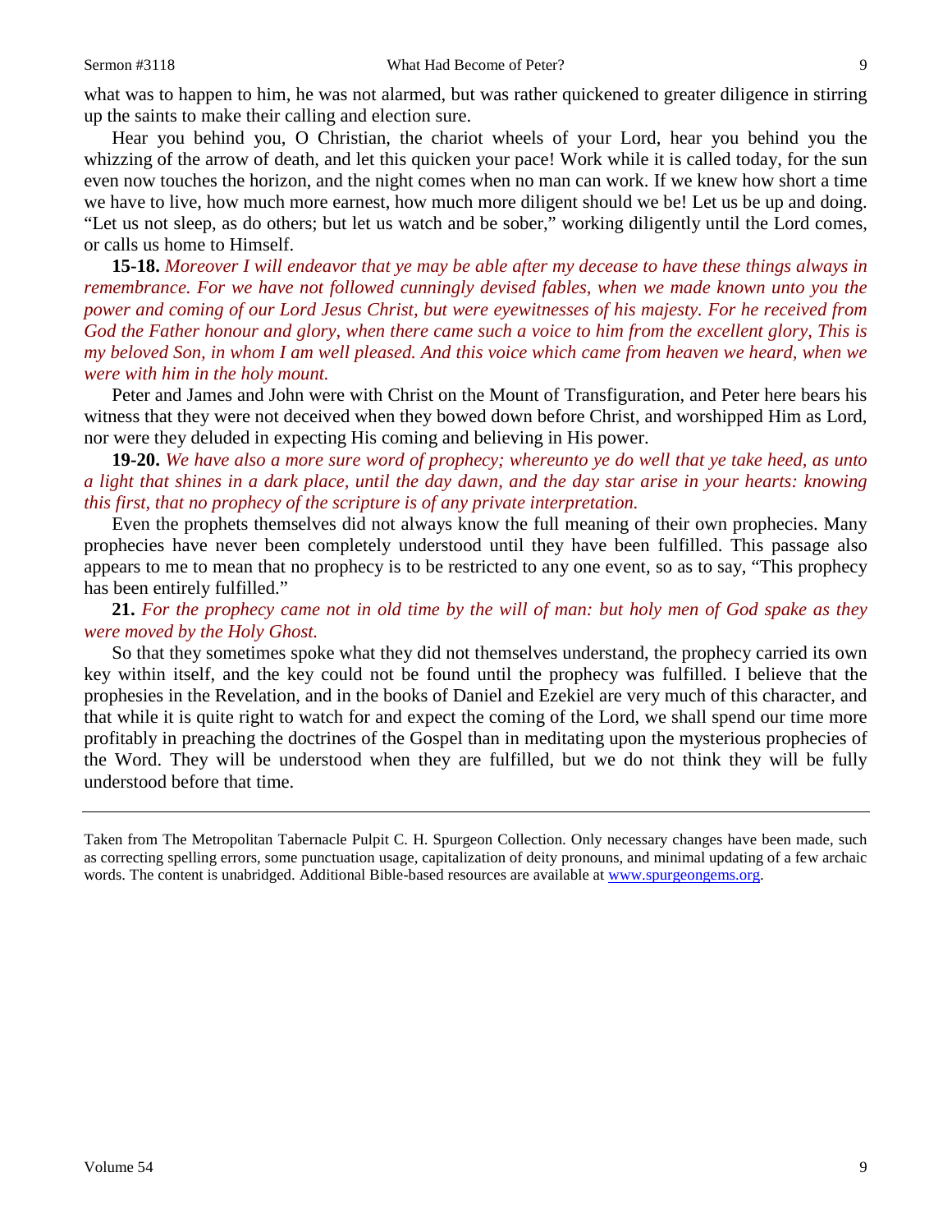what was to happen to him, he was not alarmed, but was rather quickened to greater diligence in stirring up the saints to make their calling and election sure.

Hear you behind you, O Christian, the chariot wheels of your Lord, hear you behind you the whizzing of the arrow of death, and let this quicken your pace! Work while it is called today, for the sun even now touches the horizon, and the night comes when no man can work. If we knew how short a time we have to live, how much more earnest, how much more diligent should we be! Let us be up and doing. "Let us not sleep, as do others; but let us watch and be sober," working diligently until the Lord comes, or calls us home to Himself.

**15-18.** *Moreover I will endeavor that ye may be able after my decease to have these things always in remembrance. For we have not followed cunningly devised fables, when we made known unto you the power and coming of our Lord Jesus Christ, but were eyewitnesses of his majesty. For he received from God the Father honour and glory, when there came such a voice to him from the excellent glory, This is my beloved Son, in whom I am well pleased. And this voice which came from heaven we heard, when we were with him in the holy mount.*

Peter and James and John were with Christ on the Mount of Transfiguration, and Peter here bears his witness that they were not deceived when they bowed down before Christ, and worshipped Him as Lord, nor were they deluded in expecting His coming and believing in His power.

**19-20.** *We have also a more sure word of prophecy; whereunto ye do well that ye take heed, as unto a light that shines in a dark place, until the day dawn, and the day star arise in your hearts: knowing this first, that no prophecy of the scripture is of any private interpretation.*

Even the prophets themselves did not always know the full meaning of their own prophecies. Many prophecies have never been completely understood until they have been fulfilled. This passage also appears to me to mean that no prophecy is to be restricted to any one event, so as to say, "This prophecy has been entirely fulfilled."

**21.** *For the prophecy came not in old time by the will of man: but holy men of God spake as they were moved by the Holy Ghost.*

So that they sometimes spoke what they did not themselves understand, the prophecy carried its own key within itself, and the key could not be found until the prophecy was fulfilled. I believe that the prophesies in the Revelation, and in the books of Daniel and Ezekiel are very much of this character, and that while it is quite right to watch for and expect the coming of the Lord, we shall spend our time more profitably in preaching the doctrines of the Gospel than in meditating upon the mysterious prophecies of the Word. They will be understood when they are fulfilled, but we do not think they will be fully understood before that time.

---

Taken from The Metropolitan Tabernacle Pulpit C. H. Spurgeon Collection. Only necessary changes have been made, such as correcting spelling errors, some punctuation usage, capitalization of deity pronouns, and minimal updating of a few archaic words. The content is unabridged. Additional Bible-based resources are available at www.spurgeongems.org.